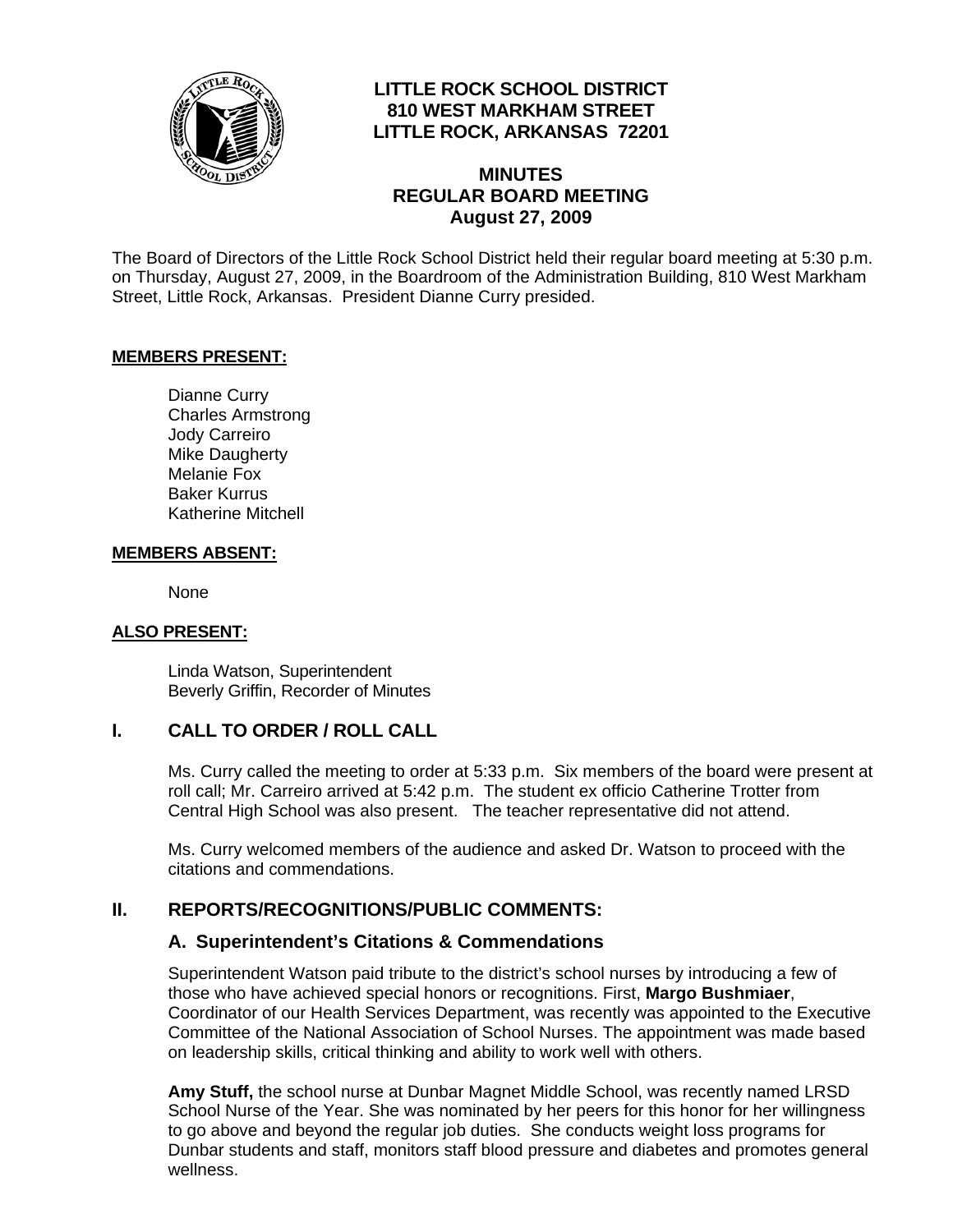# LITTLE ROCK SCHOOL DISTRICT
**810 WEST MARKHAM STREET**
**LITTLE ROCK, ARKANSAS 72201**

## MINUTES
## REGULAR BOARD MEETING
## August 27, 2009

The Board of Directors of the Little Rock School District held their regular board meeting at 5:30 p.m. on Thursday, August 27, 2009, in the Boardroom of the Administration Building, 810 West Markham Street, Little Rock, Arkansas. President Dianne Curry presided.

**MEMBERS PRESENT:**

Dianne Curry
Charles Armstrong
Jody Carreiro
Mike Daugherty
Melanie Fox
Baker Kurrus
Katherine Mitchell

**MEMBERS ABSENT:**

None

**ALSO PRESENT:**

Linda Watson, Superintendent
Beverly Griffin, Recorder of Minutes

## I. CALL TO ORDER / ROLL CALL

Ms. Curry called the meeting to order at 5:33 p.m. Six members of the board were present at roll call; Mr. Carreiro arrived at 5:42 p.m. The student ex officio Catherine Trotter from Central High School was also present. The teacher representative did not attend.

Ms. Curry welcomed members of the audience and asked Dr. Watson to proceed with the citations and commendations.

## II. REPORTS/RECOGNITIONS/PUBLIC COMMENTS:

### A. Superintendent's Citations & Commendations

Superintendent Watson paid tribute to the district's school nurses by introducing a few of those who have achieved special honors or recognitions. First, **Margo Bushmiaer**, Coordinator of our Health Services Department, was recently was appointed to the Executive Committee of the National Association of School Nurses. The appointment was made based on leadership skills, critical thinking and ability to work well with others.

**Amy Stuff,** the school nurse at Dunbar Magnet Middle School, was recently named LRSD School Nurse of the Year. She was nominated by her peers for this honor for her willingness to go above and beyond the regular job duties. She conducts weight loss programs for Dunbar students and staff, monitors staff blood pressure and diabetes and promotes general wellness.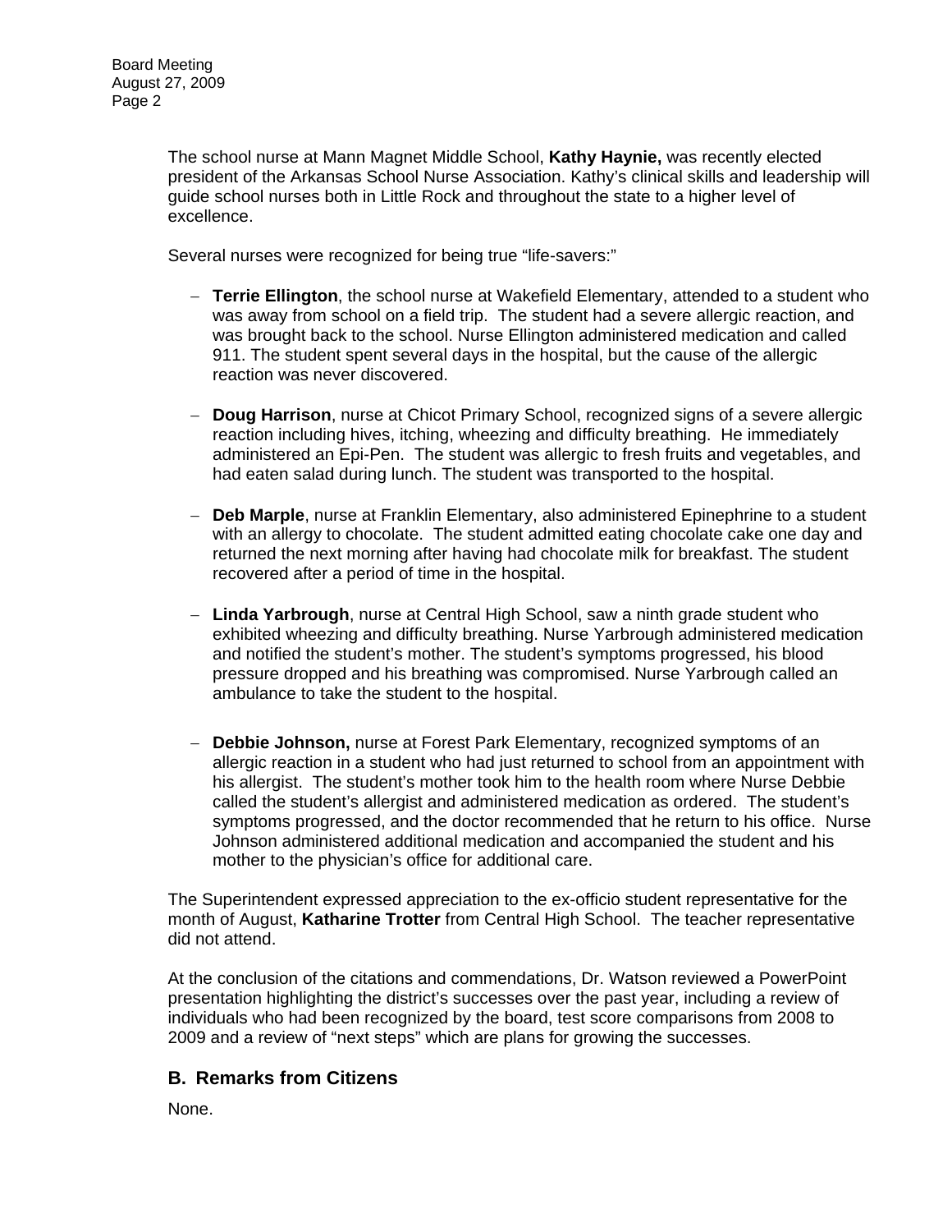The school nurse at Mann Magnet Middle School, **Kathy Haynie,** was recently elected president of the Arkansas School Nurse Association. Kathy's clinical skills and leadership will guide school nurses both in Little Rock and throughout the state to a higher level of excellence.

Several nurses were recognized for being true "life-savers:"

- **Terrie Ellington**, the school nurse at Wakefield Elementary, attended to a student who was away from school on a field trip. The student had a severe allergic reaction, and was brought back to the school. Nurse Ellington administered medication and called 911. The student spent several days in the hospital, but the cause of the allergic reaction was never discovered.

- **Doug Harrison**, nurse at Chicot Primary School, recognized signs of a severe allergic reaction including hives, itching, wheezing and difficulty breathing. He immediately administered an Epi-Pen. The student was allergic to fresh fruits and vegetables, and had eaten salad during lunch. The student was transported to the hospital.

- **Deb Marple**, nurse at Franklin Elementary, also administered Epinephrine to a student with an allergy to chocolate. The student admitted eating chocolate cake one day and returned the next morning after having had chocolate milk for breakfast. The student recovered after a period of time in the hospital.

- **Linda Yarbrough**, nurse at Central High School, saw a ninth grade student who exhibited wheezing and difficulty breathing. Nurse Yarbrough administered medication and notified the student's mother. The student's symptoms progressed, his blood pressure dropped and his breathing was compromised. Nurse Yarbrough called an ambulance to take the student to the hospital.

- **Debbie Johnson,** nurse at Forest Park Elementary, recognized symptoms of an allergic reaction in a student who had just returned to school from an appointment with his allergist. The student's mother took him to the health room where Nurse Debbie called the student's allergist and administered medication as ordered. The student's symptoms progressed, and the doctor recommended that he return to his office. Nurse Johnson administered additional medication and accompanied the student and his mother to the physician's office for additional care.

The Superintendent expressed appreciation to the ex-officio student representative for the month of August, **Katharine Trotter** from Central High School. The teacher representative did not attend.

At the conclusion of the citations and commendations, Dr. Watson reviewed a PowerPoint presentation highlighting the district's successes over the past year, including a review of individuals who had been recognized by the board, test score comparisons from 2008 to 2009 and a review of "next steps" which are plans for growing the successes.

## B. Remarks from Citizens

None.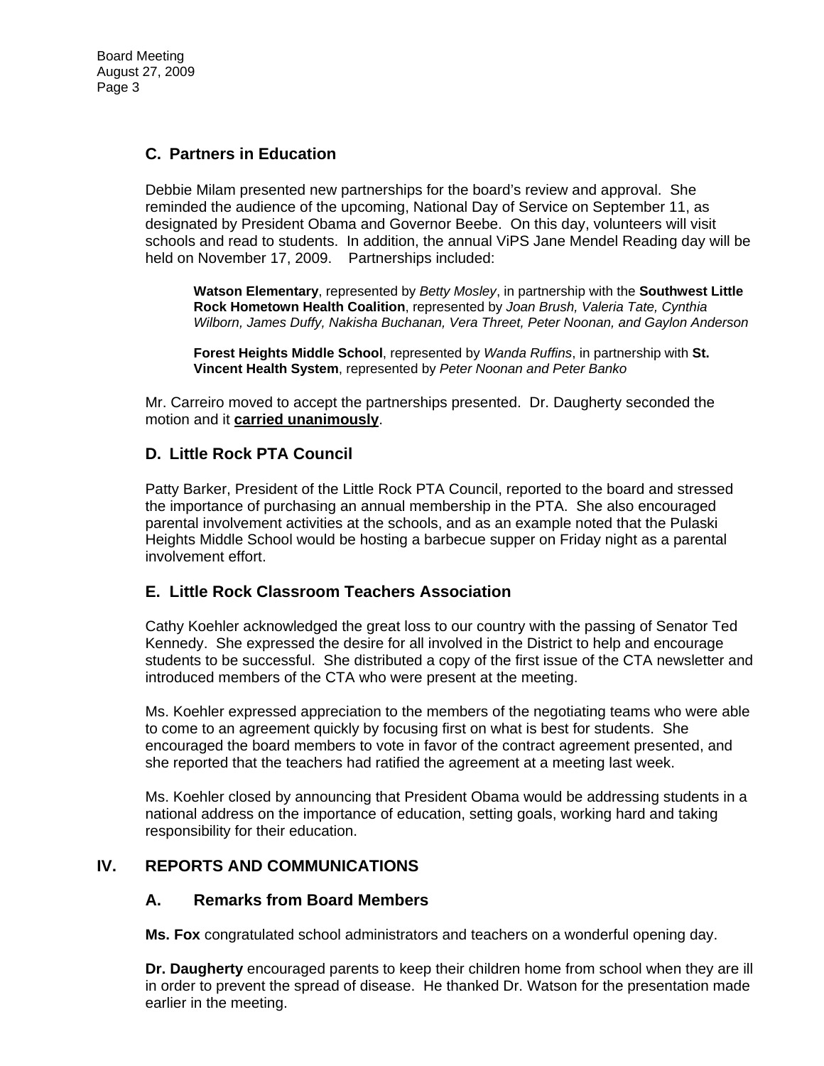### C. Partners in Education

Debbie Milam presented new partnerships for the board's review and approval. She reminded the audience of the upcoming, National Day of Service on September 11, as designated by President Obama and Governor Beebe. On this day, volunteers will visit schools and read to students. In addition, the annual ViPS Jane Mendel Reading day will be held on November 17, 2009. Partnerships included:

> **Watson Elementary**, represented by *Betty Mosley*, in partnership with the **Southwest Little Rock Hometown Health Coalition**, represented by *Joan Brush, Valeria Tate, Cynthia Wilborn, James Duffy, Nakisha Buchanan, Vera Threet, Peter Noonan, and Gaylon Anderson*
>
> **Forest Heights Middle School**, represented by *Wanda Ruffins*, in partnership with **St. Vincent Health System**, represented by *Peter Noonan and Peter Banko*

Mr. Carreiro moved to accept the partnerships presented. Dr. Daugherty seconded the motion and it **carried unanimously**.

### D. Little Rock PTA Council

Patty Barker, President of the Little Rock PTA Council, reported to the board and stressed the importance of purchasing an annual membership in the PTA. She also encouraged parental involvement activities at the schools, and as an example noted that the Pulaski Heights Middle School would be hosting a barbecue supper on Friday night as a parental involvement effort.

### E. Little Rock Classroom Teachers Association

Cathy Koehler acknowledged the great loss to our country with the passing of Senator Ted Kennedy. She expressed the desire for all involved in the District to help and encourage students to be successful. She distributed a copy of the first issue of the CTA newsletter and introduced members of the CTA who were present at the meeting.

Ms. Koehler expressed appreciation to the members of the negotiating teams who were able to come to an agreement quickly by focusing first on what is best for students. She encouraged the board members to vote in favor of the contract agreement presented, and she reported that the teachers had ratified the agreement at a meeting last week.

Ms. Koehler closed by announcing that President Obama would be addressing students in a national address on the importance of education, setting goals, working hard and taking responsibility for their education.

## IV. REPORTS AND COMMUNICATIONS

### A. Remarks from Board Members

**Ms. Fox** congratulated school administrators and teachers on a wonderful opening day.

**Dr. Daugherty** encouraged parents to keep their children home from school when they are ill in order to prevent the spread of disease. He thanked Dr. Watson for the presentation made earlier in the meeting.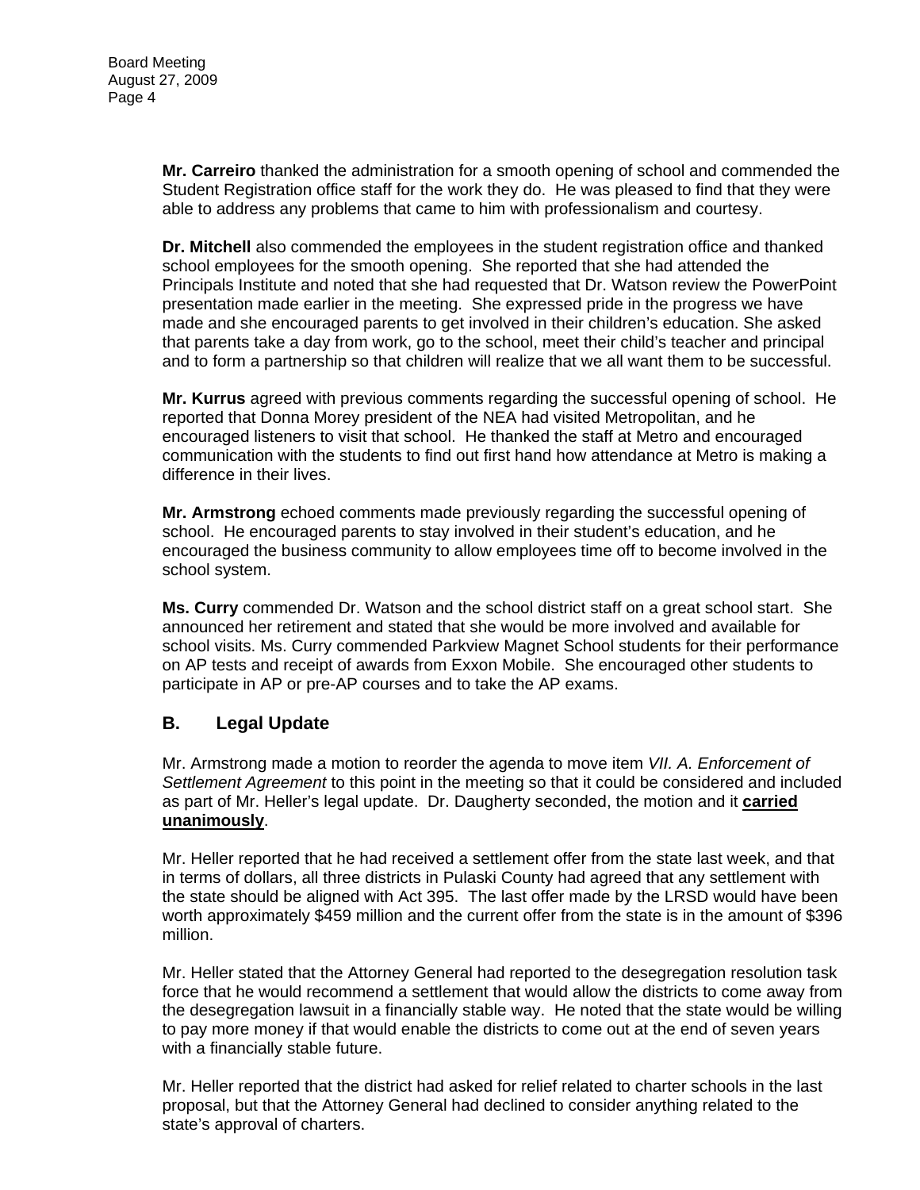**Mr. Carreiro** thanked the administration for a smooth opening of school and commended the Student Registration office staff for the work they do. He was pleased to find that they were able to address any problems that came to him with professionalism and courtesy.

**Dr. Mitchell** also commended the employees in the student registration office and thanked school employees for the smooth opening. She reported that she had attended the Principals Institute and noted that she had requested that Dr. Watson review the PowerPoint presentation made earlier in the meeting. She expressed pride in the progress we have made and she encouraged parents to get involved in their children's education. She asked that parents take a day from work, go to the school, meet their child's teacher and principal and to form a partnership so that children will realize that we all want them to be successful.

**Mr. Kurrus** agreed with previous comments regarding the successful opening of school. He reported that Donna Morey president of the NEA had visited Metropolitan, and he encouraged listeners to visit that school. He thanked the staff at Metro and encouraged communication with the students to find out first hand how attendance at Metro is making a difference in their lives.

**Mr. Armstrong** echoed comments made previously regarding the successful opening of school. He encouraged parents to stay involved in their student's education, and he encouraged the business community to allow employees time off to become involved in the school system.

**Ms. Curry** commended Dr. Watson and the school district staff on a great school start. She announced her retirement and stated that she would be more involved and available for school visits. Ms. Curry commended Parkview Magnet School students for their performance on AP tests and receipt of awards from Exxon Mobile. She encouraged other students to participate in AP or pre-AP courses and to take the AP exams.

## B. Legal Update

Mr. Armstrong made a motion to reorder the agenda to move item *VII. A. Enforcement of Settlement Agreement* to this point in the meeting so that it could be considered and included as part of Mr. Heller's legal update. Dr. Daugherty seconded, the motion and it **carried unanimously**.

Mr. Heller reported that he had received a settlement offer from the state last week, and that in terms of dollars, all three districts in Pulaski County had agreed that any settlement with the state should be aligned with Act 395. The last offer made by the LRSD would have been worth approximately $459 million and the current offer from the state is in the amount of $396 million.

Mr. Heller stated that the Attorney General had reported to the desegregation resolution task force that he would recommend a settlement that would allow the districts to come away from the desegregation lawsuit in a financially stable way. He noted that the state would be willing to pay more money if that would enable the districts to come out at the end of seven years with a financially stable future.

Mr. Heller reported that the district had asked for relief related to charter schools in the last proposal, but that the Attorney General had declined to consider anything related to the state's approval of charters.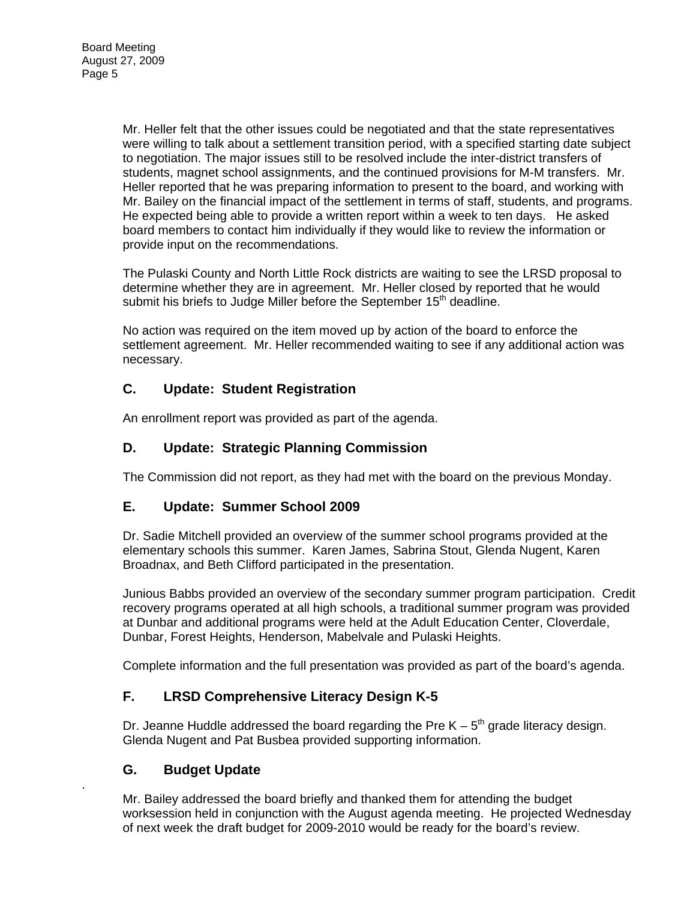Mr. Heller felt that the other issues could be negotiated and that the state representatives were willing to talk about a settlement transition period, with a specified starting date subject to negotiation. The major issues still to be resolved include the inter-district transfers of students, magnet school assignments, and the continued provisions for M-M transfers. Mr. Heller reported that he was preparing information to present to the board, and working with Mr. Bailey on the financial impact of the settlement in terms of staff, students, and programs. He expected being able to provide a written report within a week to ten days. He asked board members to contact him individually if they would like to review the information or provide input on the recommendations.

The Pulaski County and North Little Rock districts are waiting to see the LRSD proposal to determine whether they are in agreement. Mr. Heller closed by reported that he would submit his briefs to Judge Miller before the September 15th deadline.

No action was required on the item moved up by action of the board to enforce the settlement agreement. Mr. Heller recommended waiting to see if any additional action was necessary.

### C. Update: Student Registration

An enrollment report was provided as part of the agenda.

### D. Update: Strategic Planning Commission

The Commission did not report, as they had met with the board on the previous Monday.

### E. Update: Summer School 2009

Dr. Sadie Mitchell provided an overview of the summer school programs provided at the elementary schools this summer. Karen James, Sabrina Stout, Glenda Nugent, Karen Broadnax, and Beth Clifford participated in the presentation.

Junious Babbs provided an overview of the secondary summer program participation. Credit recovery programs operated at all high schools, a traditional summer program was provided at Dunbar and additional programs were held at the Adult Education Center, Cloverdale, Dunbar, Forest Heights, Henderson, Mabelvale and Pulaski Heights.

Complete information and the full presentation was provided as part of the board's agenda.

### F. LRSD Comprehensive Literacy Design K-5

Dr. Jeanne Huddle addressed the board regarding the Pre K – 5th grade literacy design. Glenda Nugent and Pat Busbea provided supporting information.

### G. Budget Update

Mr. Bailey addressed the board briefly and thanked them for attending the budget worksession held in conjunction with the August agenda meeting. He projected Wednesday of next week the draft budget for 2009-2010 would be ready for the board's review.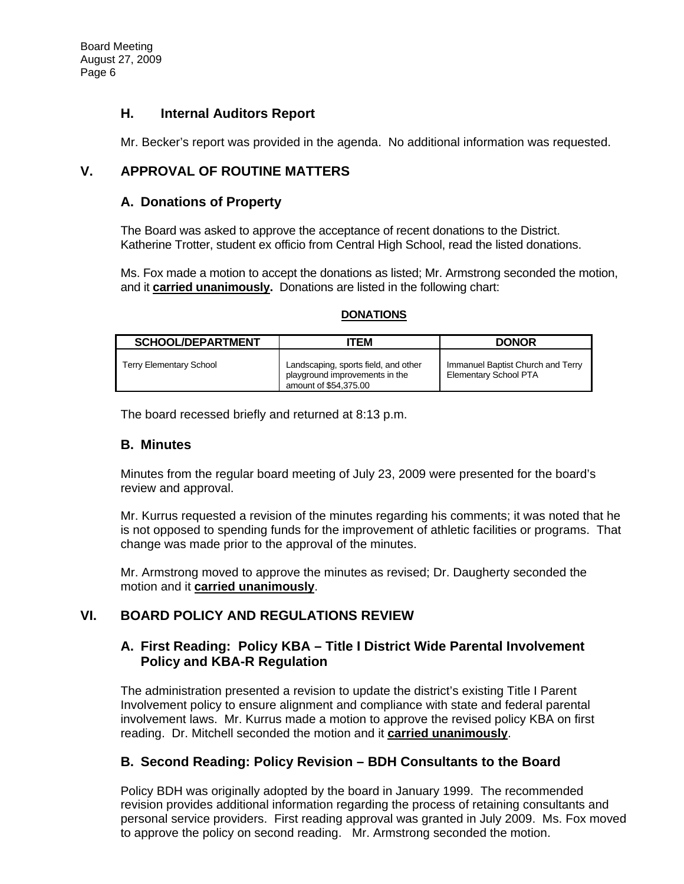### H. Internal Auditors Report

Mr. Becker's report was provided in the agenda. No additional information was requested.

## V. APPROVAL OF ROUTINE MATTERS

### A. Donations of Property

The Board was asked to approve the acceptance of recent donations to the District. Katherine Trotter, student ex officio from Central High School, read the listed donations.

Ms. Fox made a motion to accept the donations as listed; Mr. Armstrong seconded the motion, and it **carried unanimously.** Donations are listed in the following chart:

**DONATIONS**

| SCHOOL/DEPARTMENT | ITEM | DONOR |
|---|---|---|
| Terry Elementary School | Landscaping, sports field, and other playground improvements in the amount of $54,375.00 | Immanuel Baptist Church and Terry Elementary School PTA |

The board recessed briefly and returned at 8:13 p.m.

### B. Minutes

Minutes from the regular board meeting of July 23, 2009 were presented for the board's review and approval.

Mr. Kurrus requested a revision of the minutes regarding his comments; it was noted that he is not opposed to spending funds for the improvement of athletic facilities or programs. That change was made prior to the approval of the minutes.

Mr. Armstrong moved to approve the minutes as revised; Dr. Daugherty seconded the motion and it **carried unanimously**.

## VI. BOARD POLICY AND REGULATIONS REVIEW

### A. First Reading: Policy KBA – Title I District Wide Parental Involvement Policy and KBA-R Regulation

The administration presented a revision to update the district's existing Title I Parent Involvement policy to ensure alignment and compliance with state and federal parental involvement laws. Mr. Kurrus made a motion to approve the revised policy KBA on first reading. Dr. Mitchell seconded the motion and it **carried unanimously**.

### B. Second Reading: Policy Revision – BDH Consultants to the Board

Policy BDH was originally adopted by the board in January 1999. The recommended revision provides additional information regarding the process of retaining consultants and personal service providers. First reading approval was granted in July 2009. Ms. Fox moved to approve the policy on second reading. Mr. Armstrong seconded the motion.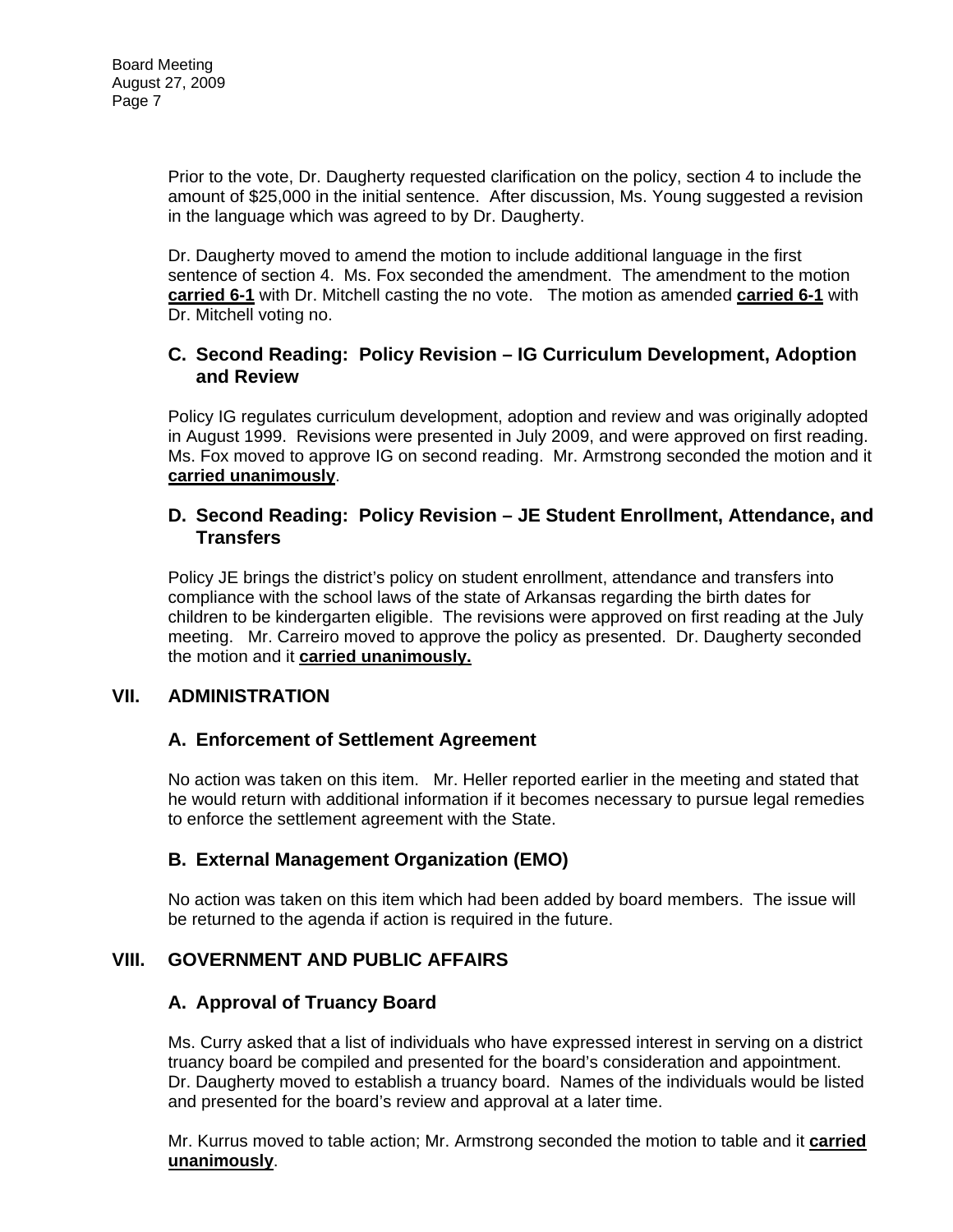Prior to the vote, Dr. Daugherty requested clarification on the policy, section 4 to include the amount of $25,000 in the initial sentence. After discussion, Ms. Young suggested a revision in the language which was agreed to by Dr. Daugherty.

Dr. Daugherty moved to amend the motion to include additional language in the first sentence of section 4. Ms. Fox seconded the amendment. The amendment to the motion **carried 6-1** with Dr. Mitchell casting the no vote. The motion as amended **carried 6-1** with Dr. Mitchell voting no.

### C. Second Reading: Policy Revision – IG Curriculum Development, Adoption and Review

Policy IG regulates curriculum development, adoption and review and was originally adopted in August 1999. Revisions were presented in July 2009, and were approved on first reading. Ms. Fox moved to approve IG on second reading. Mr. Armstrong seconded the motion and it **carried unanimously**.

### D. Second Reading: Policy Revision – JE Student Enrollment, Attendance, and Transfers

Policy JE brings the district's policy on student enrollment, attendance and transfers into compliance with the school laws of the state of Arkansas regarding the birth dates for children to be kindergarten eligible. The revisions were approved on first reading at the July meeting. Mr. Carreiro moved to approve the policy as presented. Dr. Daugherty seconded the motion and it **carried unanimously.**

## VII. ADMINISTRATION

### A. Enforcement of Settlement Agreement

No action was taken on this item. Mr. Heller reported earlier in the meeting and stated that he would return with additional information if it becomes necessary to pursue legal remedies to enforce the settlement agreement with the State.

### B. External Management Organization (EMO)

No action was taken on this item which had been added by board members. The issue will be returned to the agenda if action is required in the future.

## VIII. GOVERNMENT AND PUBLIC AFFAIRS

### A. Approval of Truancy Board

Ms. Curry asked that a list of individuals who have expressed interest in serving on a district truancy board be compiled and presented for the board's consideration and appointment. Dr. Daugherty moved to establish a truancy board. Names of the individuals would be listed and presented for the board's review and approval at a later time.

Mr. Kurrus moved to table action; Mr. Armstrong seconded the motion to table and it **carried unanimously**.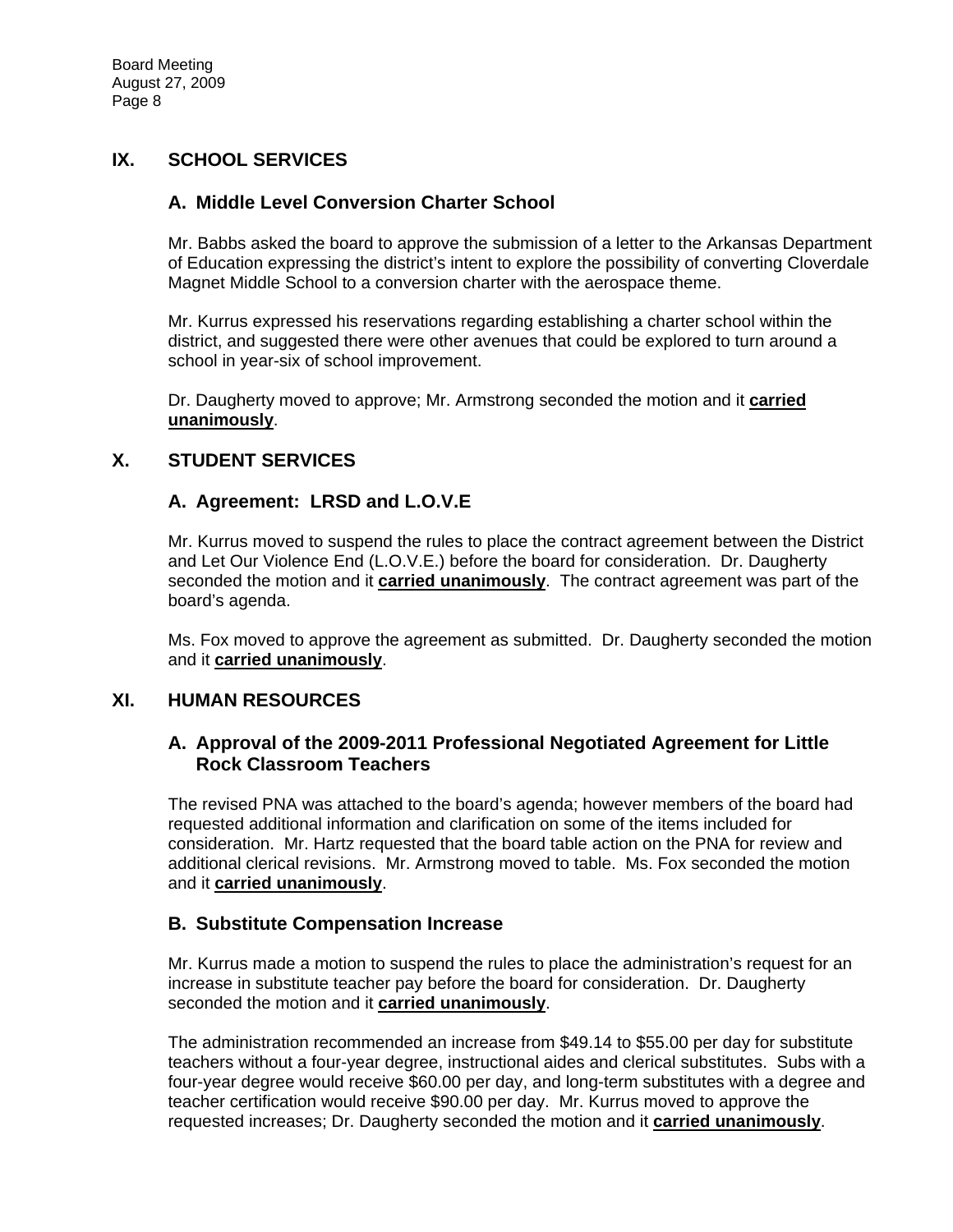## IX. SCHOOL SERVICES

### A. Middle Level Conversion Charter School

Mr. Babbs asked the board to approve the submission of a letter to the Arkansas Department of Education expressing the district's intent to explore the possibility of converting Cloverdale Magnet Middle School to a conversion charter with the aerospace theme.

Mr. Kurrus expressed his reservations regarding establishing a charter school within the district, and suggested there were other avenues that could be explored to turn around a school in year-six of school improvement.

Dr. Daugherty moved to approve; Mr. Armstrong seconded the motion and it **carried unanimously**.

## X. STUDENT SERVICES

### A. Agreement: LRSD and L.O.V.E

Mr. Kurrus moved to suspend the rules to place the contract agreement between the District and Let Our Violence End (L.O.V.E.) before the board for consideration. Dr. Daugherty seconded the motion and it **carried unanimously**. The contract agreement was part of the board's agenda.

Ms. Fox moved to approve the agreement as submitted. Dr. Daugherty seconded the motion and it **carried unanimously**.

## XI. HUMAN RESOURCES

### A. Approval of the 2009-2011 Professional Negotiated Agreement for Little Rock Classroom Teachers

The revised PNA was attached to the board's agenda; however members of the board had requested additional information and clarification on some of the items included for consideration. Mr. Hartz requested that the board table action on the PNA for review and additional clerical revisions. Mr. Armstrong moved to table. Ms. Fox seconded the motion and it **carried unanimously**.

### B. Substitute Compensation Increase

Mr. Kurrus made a motion to suspend the rules to place the administration's request for an increase in substitute teacher pay before the board for consideration. Dr. Daugherty seconded the motion and it **carried unanimously**.

The administration recommended an increase from $49.14 to $55.00 per day for substitute teachers without a four-year degree, instructional aides and clerical substitutes. Subs with a four-year degree would receive $60.00 per day, and long-term substitutes with a degree and teacher certification would receive $90.00 per day. Mr. Kurrus moved to approve the requested increases; Dr. Daugherty seconded the motion and it **carried unanimously**.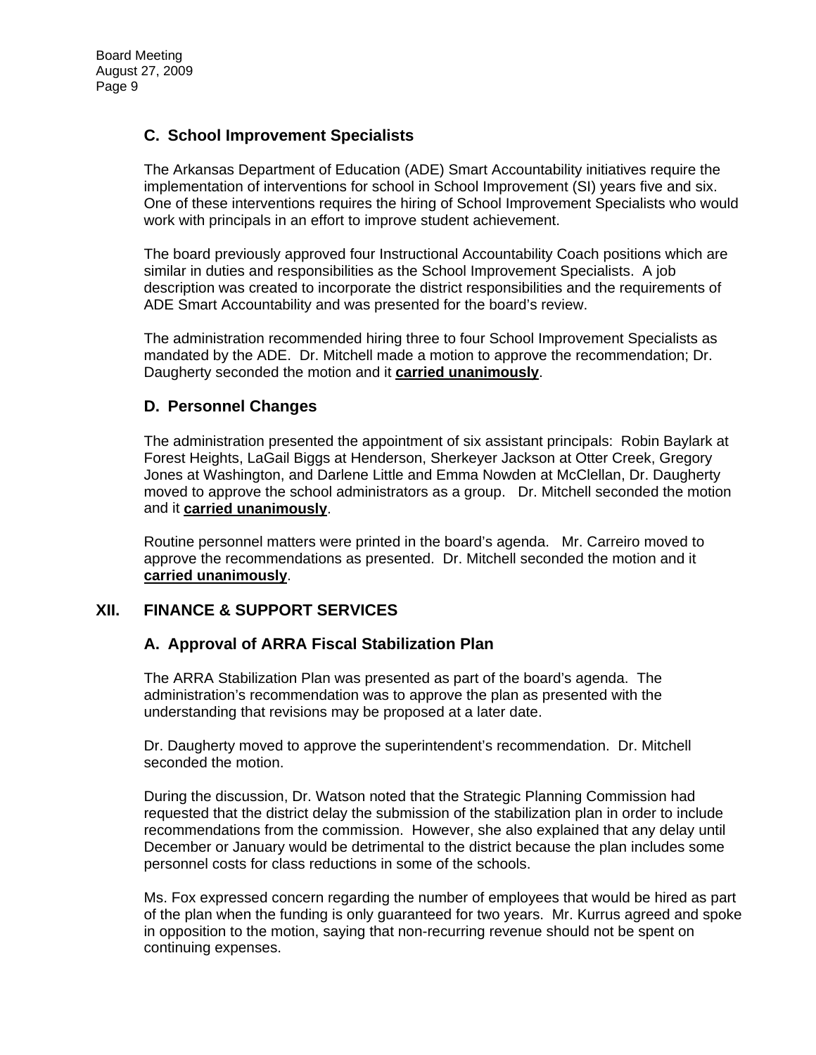### C. School Improvement Specialists

The Arkansas Department of Education (ADE) Smart Accountability initiatives require the implementation of interventions for school in School Improvement (SI) years five and six. One of these interventions requires the hiring of School Improvement Specialists who would work with principals in an effort to improve student achievement.

The board previously approved four Instructional Accountability Coach positions which are similar in duties and responsibilities as the School Improvement Specialists. A job description was created to incorporate the district responsibilities and the requirements of ADE Smart Accountability and was presented for the board's review.

The administration recommended hiring three to four School Improvement Specialists as mandated by the ADE. Dr. Mitchell made a motion to approve the recommendation; Dr. Daugherty seconded the motion and it **carried unanimously**.

### D. Personnel Changes

The administration presented the appointment of six assistant principals: Robin Baylark at Forest Heights, LaGail Biggs at Henderson, Sherkeyer Jackson at Otter Creek, Gregory Jones at Washington, and Darlene Little and Emma Nowden at McClellan, Dr. Daugherty moved to approve the school administrators as a group. Dr. Mitchell seconded the motion and it **carried unanimously**.

Routine personnel matters were printed in the board's agenda. Mr. Carreiro moved to approve the recommendations as presented. Dr. Mitchell seconded the motion and it **carried unanimously**.

## XII. FINANCE & SUPPORT SERVICES

### A. Approval of ARRA Fiscal Stabilization Plan

The ARRA Stabilization Plan was presented as part of the board's agenda. The administration's recommendation was to approve the plan as presented with the understanding that revisions may be proposed at a later date.

Dr. Daugherty moved to approve the superintendent's recommendation. Dr. Mitchell seconded the motion.

During the discussion, Dr. Watson noted that the Strategic Planning Commission had requested that the district delay the submission of the stabilization plan in order to include recommendations from the commission. However, she also explained that any delay until December or January would be detrimental to the district because the plan includes some personnel costs for class reductions in some of the schools.

Ms. Fox expressed concern regarding the number of employees that would be hired as part of the plan when the funding is only guaranteed for two years. Mr. Kurrus agreed and spoke in opposition to the motion, saying that non-recurring revenue should not be spent on continuing expenses.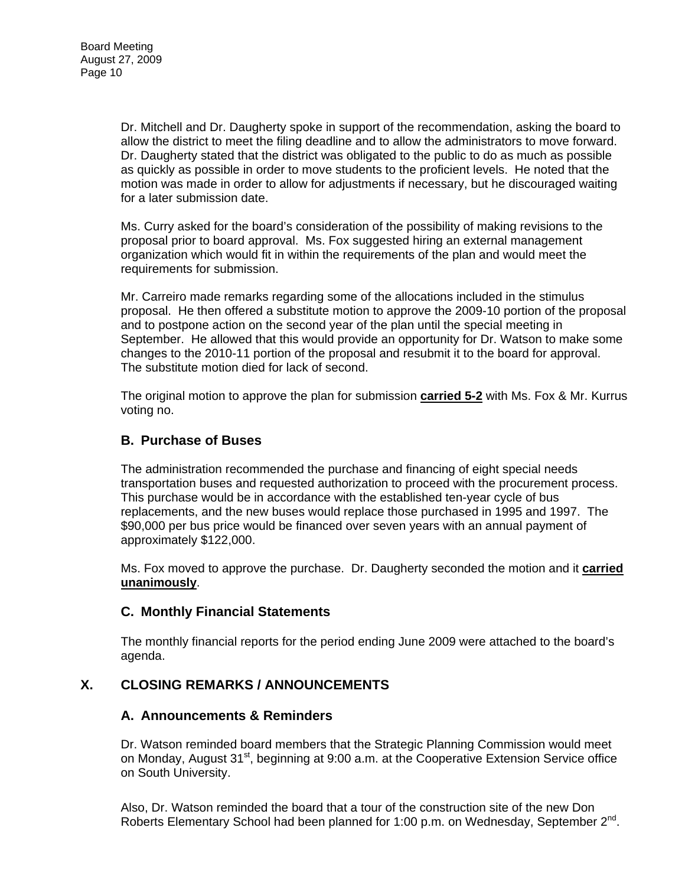Dr. Mitchell and Dr. Daugherty spoke in support of the recommendation, asking the board to allow the district to meet the filing deadline and to allow the administrators to move forward. Dr. Daugherty stated that the district was obligated to the public to do as much as possible as quickly as possible in order to move students to the proficient levels. He noted that the motion was made in order to allow for adjustments if necessary, but he discouraged waiting for a later submission date.

Ms. Curry asked for the board's consideration of the possibility of making revisions to the proposal prior to board approval. Ms. Fox suggested hiring an external management organization which would fit in within the requirements of the plan and would meet the requirements for submission.

Mr. Carreiro made remarks regarding some of the allocations included in the stimulus proposal. He then offered a substitute motion to approve the 2009-10 portion of the proposal and to postpone action on the second year of the plan until the special meeting in September. He allowed that this would provide an opportunity for Dr. Watson to make some changes to the 2010-11 portion of the proposal and resubmit it to the board for approval. The substitute motion died for lack of second.

The original motion to approve the plan for submission **carried 5-2** with Ms. Fox & Mr. Kurrus voting no.

### B. Purchase of Buses

The administration recommended the purchase and financing of eight special needs transportation buses and requested authorization to proceed with the procurement process. This purchase would be in accordance with the established ten-year cycle of bus replacements, and the new buses would replace those purchased in 1995 and 1997. The $90,000 per bus price would be financed over seven years with an annual payment of approximately $122,000.

Ms. Fox moved to approve the purchase. Dr. Daugherty seconded the motion and it **carried unanimously**.

### C. Monthly Financial Statements

The monthly financial reports for the period ending June 2009 were attached to the board's agenda.

## X. CLOSING REMARKS / ANNOUNCEMENTS

### A. Announcements & Reminders

Dr. Watson reminded board members that the Strategic Planning Commission would meet on Monday, August 31st, beginning at 9:00 a.m. at the Cooperative Extension Service office on South University.

Also, Dr. Watson reminded the board that a tour of the construction site of the new Don Roberts Elementary School had been planned for 1:00 p.m. on Wednesday, September 2nd.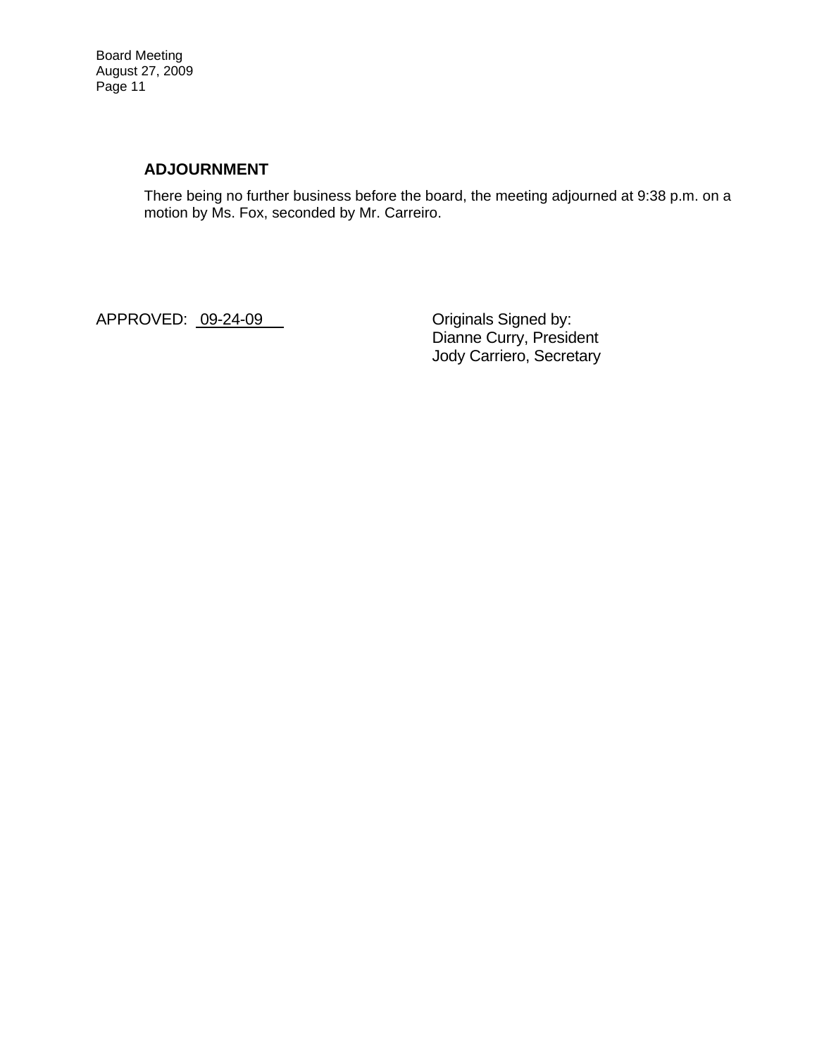## ADJOURNMENT

There being no further business before the board, the meeting adjourned at 9:38 p.m. on a motion by Ms. Fox, seconded by Mr. Carreiro.

APPROVED: 09-24-09

Originals Signed by:
Dianne Curry, President
Jody Carriero, Secretary